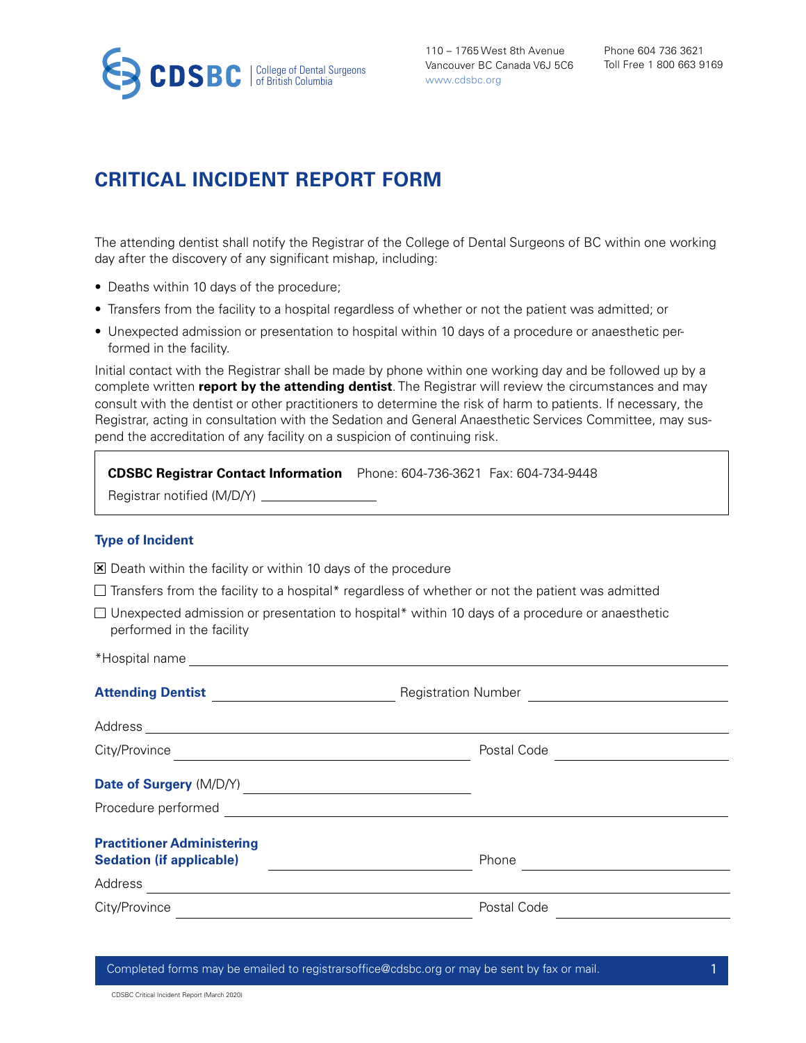CDSBC | College of Dental Surgeons of British Columbia

110 – 1765 West 8th Avenue
Vancouver BC Canada V6J 5C6
www.cdsbc.org

Phone 604 736 3621
Toll Free 1 800 663 9169

# CRITICAL INCIDENT REPORT FORM

The attending dentist shall notify the Registrar of the College of Dental Surgeons of BC within one working day after the discovery of any significant mishap, including:

- Deaths within 10 days of the procedure;
- Transfers from the facility to a hospital regardless of whether or not the patient was admitted; or
- Unexpected admission or presentation to hospital within 10 days of a procedure or anaesthetic performed in the facility.

Initial contact with the Registrar shall be made by phone within one working day and be followed up by a complete written **report by the attending dentist**. The Registrar will review the circumstances and may consult with the dentist or other practitioners to determine the risk of harm to patients. If necessary, the Registrar, acting in consultation with the Sedation and General Anaesthetic Services Committee, may suspend the accreditation of any facility on a suspicion of continuing risk.

**CDSBC Registrar Contact Information** Phone: 604-736-3621 Fax: 604-734-9448

Registrar notified (M/D/Y) ________________

### Type of Incident

- [x] Death within the facility or within 10 days of the procedure
- [ ] Transfers from the facility to a hospital* regardless of whether or not the patient was admitted
- [ ] Unexpected admission or presentation to hospital* within 10 days of a procedure or anaesthetic performed in the facility

*Hospital name ________________________________________

**Attending Dentist** ________________________ Registration Number ________________________

Address ________________________________________

City/Province ________________________ Postal Code ________________

**Date of Surgery** (M/D/Y) ________________________

Procedure performed ________________________________________

**Practitioner Administering Sedation (if applicable)** ________________________ Phone ________________

Address ________________________________________

City/Province ________________________ Postal Code ________________

Completed forms may be emailed to registrarsoffice@cdsbc.org or may be sent by fax or mail.

CDSBC Critical Incident Report (March 2020)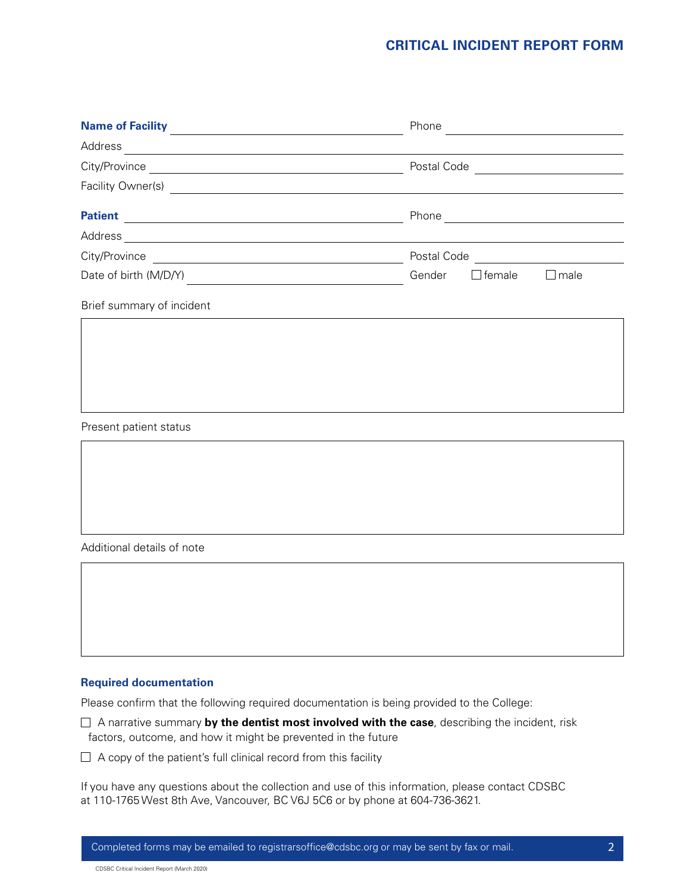# CRITICAL INCIDENT REPORT FORM

**Name of Facility** ______________________ Phone ______________________

Address ______________________

City/Province ______________________ Postal Code ______________________

Facility Owner(s) ______________________

**Patient** ______________________ Phone ______________________

Address ______________________

City/Province ______________________ Postal Code ______________________

Date of birth (M/D/Y) ______________________ Gender ☐ female ☐ male

Brief summary of incident

Present patient status

Additional details of note

### Required documentation

Please confirm that the following required documentation is being provided to the College:

☐ A narrative summary **by the dentist most involved with the case**, describing the incident, risk factors, outcome, and how it might be prevented in the future

☐ A copy of the patient's full clinical record from this facility

If you have any questions about the collection and use of this information, please contact CDSBC at 110-1765 West 8th Ave, Vancouver, BC V6J 5C6 or by phone at 604-736-3621.

Completed forms may be emailed to registrarsoffice@cdsbc.org or may be sent by fax or mail.

CDSBC Critical Incident Report (March 2020)